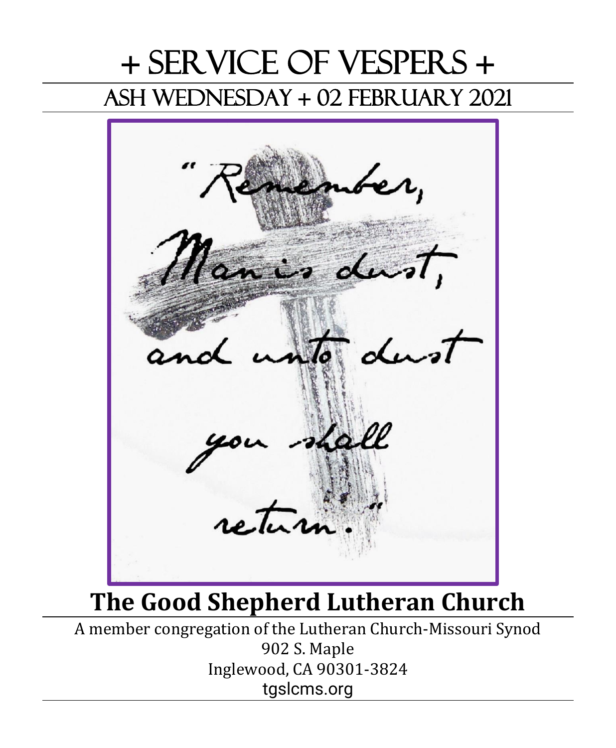# + SERVICE OF VESPERS +

## ASH WEDNESDAY + 02 FEBRUARY 2021

"Remember, Man is dust, and unto dust you shall return."

# The Good Shepherd Lutheran Church

A member congregation of the Lutheran Church-Missouri Synod
902 S. Maple
Inglewood, CA 90301-3824
tgslcms.org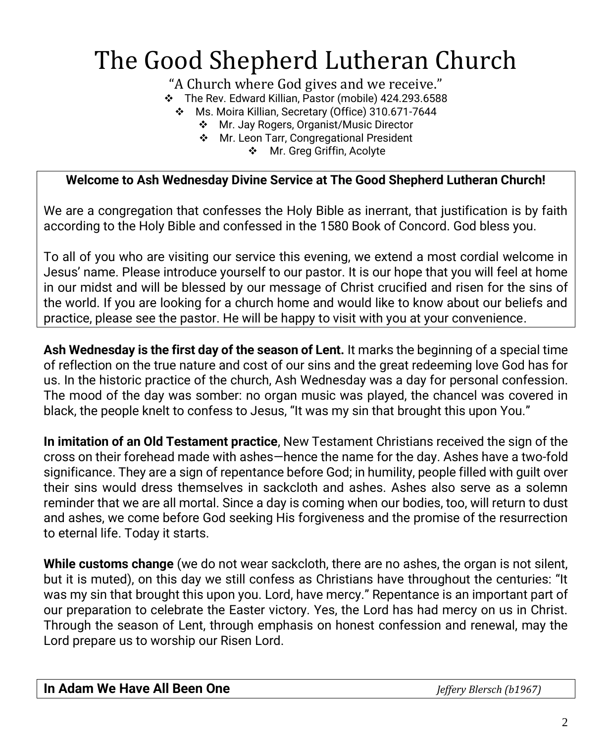# The Good Shepherd Lutheran Church

"A Church where God gives and we receive."

- The Rev. Edward Killian, Pastor (mobile) 424.293.6588
- Ms. Moira Killian, Secretary (Office) 310.671-7644
- Mr. Jay Rogers, Organist/Music Director
- Mr. Leon Tarr, Congregational President
- Mr. Greg Griffin, Acolyte

**Welcome to Ash Wednesday Divine Service at The Good Shepherd Lutheran Church!**

We are a congregation that confesses the Holy Bible as inerrant, that justification is by faith according to the Holy Bible and confessed in the 1580 Book of Concord. God bless you.

To all of you who are visiting our service this evening, we extend a most cordial welcome in Jesus' name. Please introduce yourself to our pastor. It is our hope that you will feel at home in our midst and will be blessed by our message of Christ crucified and risen for the sins of the world. If you are looking for a church home and would like to know about our beliefs and practice, please see the pastor. He will be happy to visit with you at your convenience.

**Ash Wednesday is the first day of the season of Lent.** It marks the beginning of a special time of reflection on the true nature and cost of our sins and the great redeeming love God has for us. In the historic practice of the church, Ash Wednesday was a day for personal confession. The mood of the day was somber: no organ music was played, the chancel was covered in black, the people knelt to confess to Jesus, "It was my sin that brought this upon You."

**In imitation of an Old Testament practice**, New Testament Christians received the sign of the cross on their forehead made with ashes—hence the name for the day. Ashes have a two-fold significance. They are a sign of repentance before God; in humility, people filled with guilt over their sins would dress themselves in sackcloth and ashes. Ashes also serve as a solemn reminder that we are all mortal. Since a day is coming when our bodies, too, will return to dust and ashes, we come before God seeking His forgiveness and the promise of the resurrection to eternal life. Today it starts.

**While customs change** (we do not wear sackcloth, there are no ashes, the organ is not silent, but it is muted), on this day we still confess as Christians have throughout the centuries: "It was my sin that brought this upon you. Lord, have mercy." Repentance is an important part of our preparation to celebrate the Easter victory. Yes, the Lord has had mercy on us in Christ. Through the season of Lent, through emphasis on honest confession and renewal, may the Lord prepare us to worship our Risen Lord.

**In Adam We Have All Been One** *Jeffery Blersch (b1967)*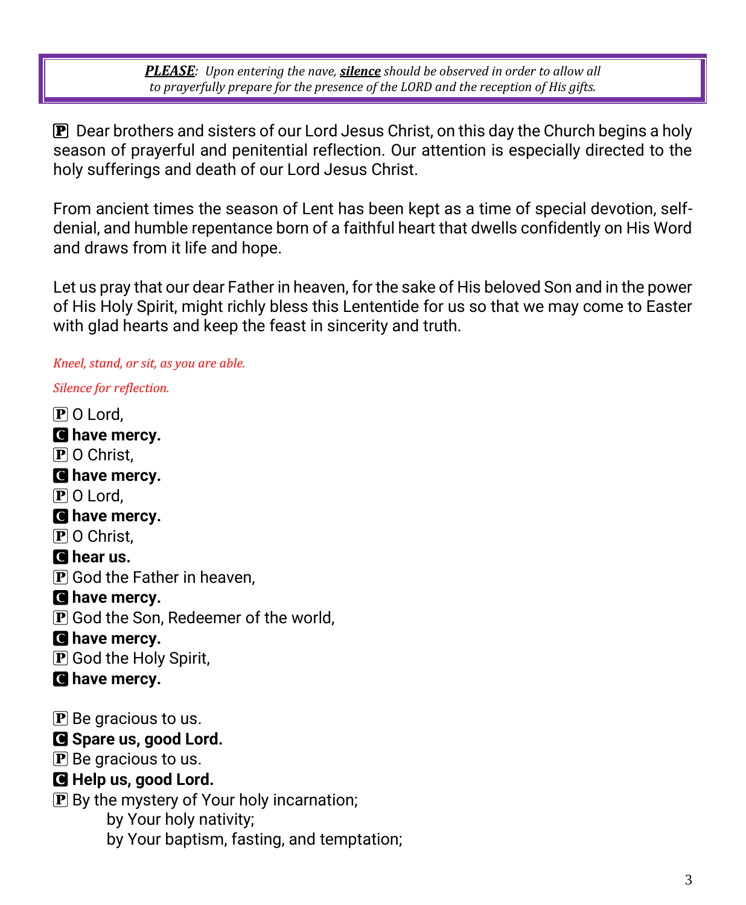***PLEASE****: Upon entering the nave,* ***silence*** *should be observed in order to allow all to prayerfully prepare for the presence of the LORD and the reception of His gifts.*

P Dear brothers and sisters of our Lord Jesus Christ, on this day the Church begins a holy season of prayerful and penitential reflection. Our attention is especially directed to the holy sufferings and death of our Lord Jesus Christ.

From ancient times the season of Lent has been kept as a time of special devotion, self-denial, and humble repentance born of a faithful heart that dwells confidently on His Word and draws from it life and hope.

Let us pray that our dear Father in heaven, for the sake of His beloved Son and in the power of His Holy Spirit, might richly bless this Lententide for us so that we may come to Easter with glad hearts and keep the feast in sincerity and truth.

*Kneel, stand, or sit, as you are able.*

*Silence for reflection.*

P O Lord,
**C have mercy.**
P O Christ,
**C have mercy.**
P O Lord,
**C have mercy.**
P O Christ,
**C hear us.**
P God the Father in heaven,
**C have mercy.**
P God the Son, Redeemer of the world,
**C have mercy.**
P God the Holy Spirit,
**C have mercy.**

P Be gracious to us.
**C Spare us, good Lord.**
P Be gracious to us.
**C Help us, good Lord.**
P By the mystery of Your holy incarnation;
by Your holy nativity;
by Your baptism, fasting, and temptation;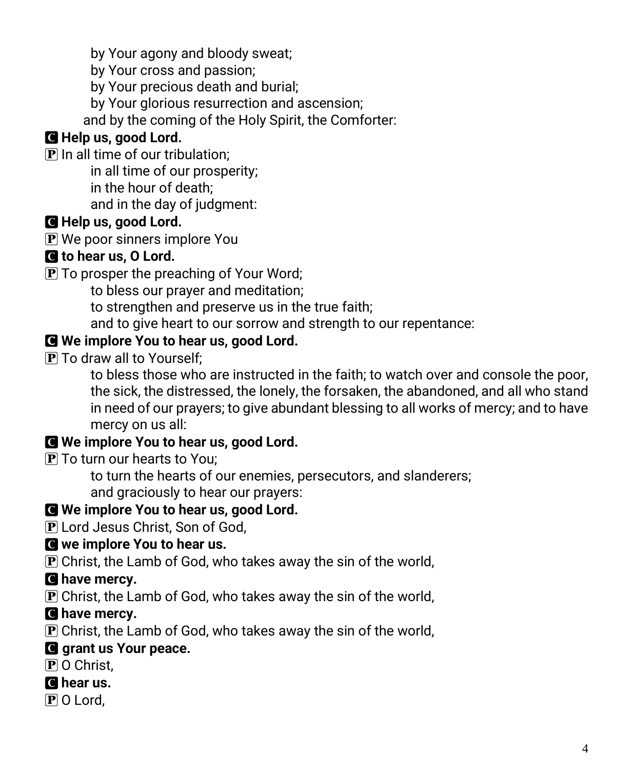by Your agony and bloody sweat;
by Your cross and passion;
by Your precious death and burial;
by Your glorious resurrection and ascension;
and by the coming of the Holy Spirit, the Comforter:

**C Help us, good Lord.**

P In all time of our tribulation;
in all time of our prosperity;
in the hour of death;
and in the day of judgment:

**C Help us, good Lord.**

P We poor sinners implore You

**C to hear us, O Lord.**

P To prosper the preaching of Your Word;
to bless our prayer and meditation;
to strengthen and preserve us in the true faith;
and to give heart to our sorrow and strength to our repentance:

**C We implore You to hear us, good Lord.**

P To draw all to Yourself;
to bless those who are instructed in the faith; to watch over and console the poor, the sick, the distressed, the lonely, the forsaken, the abandoned, and all who stand in need of our prayers; to give abundant blessing to all works of mercy; and to have mercy on us all:

**C We implore You to hear us, good Lord.**

P To turn our hearts to You;
to turn the hearts of our enemies, persecutors, and slanderers;
and graciously to hear our prayers:

**C We implore You to hear us, good Lord.**

P Lord Jesus Christ, Son of God,

**C we implore You to hear us.**

P Christ, the Lamb of God, who takes away the sin of the world,

**C have mercy.**

P Christ, the Lamb of God, who takes away the sin of the world,

**C have mercy.**

P Christ, the Lamb of God, who takes away the sin of the world,

**C grant us Your peace.**

P O Christ,

**C hear us.**

P O Lord,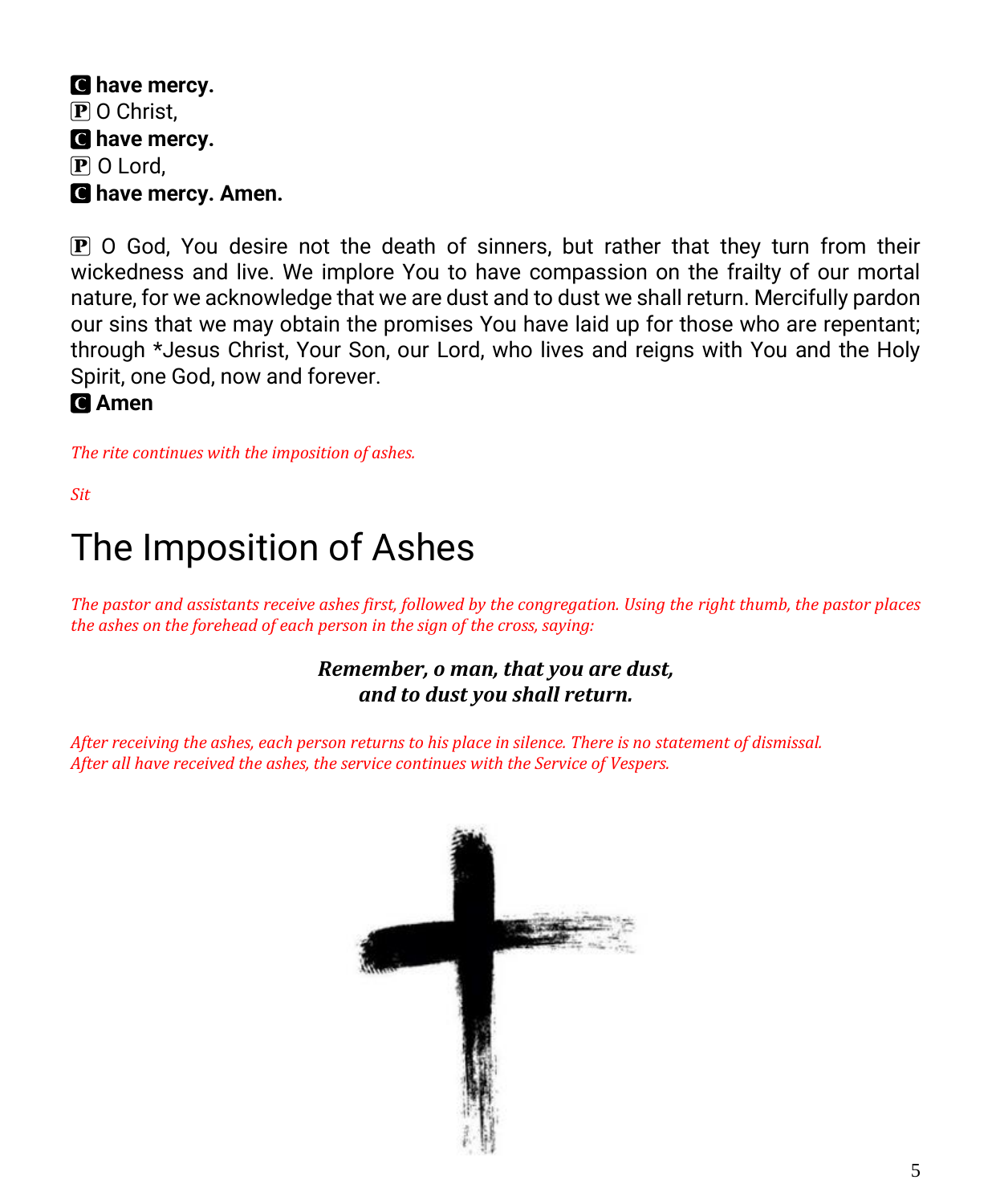**C have mercy.**
P O Christ,
**C have mercy.**
P O Lord,
**C have mercy. Amen.**

P O God, You desire not the death of sinners, but rather that they turn from their wickedness and live. We implore You to have compassion on the frailty of our mortal nature, for we acknowledge that we are dust and to dust we shall return. Mercifully pardon our sins that we may obtain the promises You have laid up for those who are repentant; through *Jesus Christ, Your Son, our Lord, who lives and reigns with You and the Holy Spirit, one God, now and forever.
**C Amen**

*The rite continues with the imposition of ashes.*

*Sit*

# The Imposition of Ashes

*The pastor and assistants receive ashes first, followed by the congregation. Using the right thumb, the pastor places the ashes on the forehead of each person in the sign of the cross, saying:*

***Remember, o man, that you are dust,***
***and to dust you shall return.***

*After receiving the ashes, each person returns to his place in silence. There is no statement of dismissal.*
*After all have received the ashes, the service continues with the Service of Vespers.*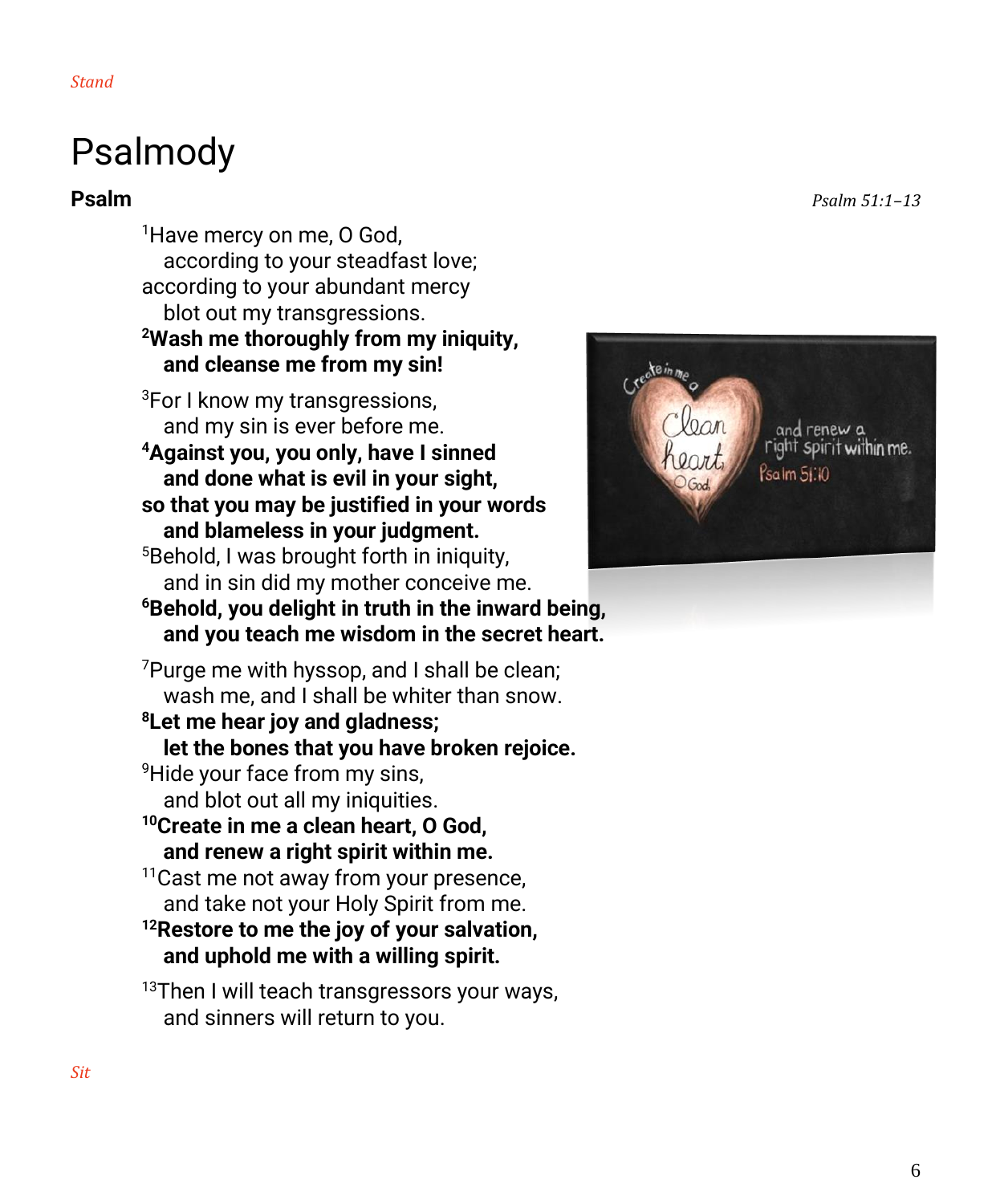*Stand*

# Psalmody

## Psalm

*Psalm 51:1–13*

[1]Have mercy on me, O God,
  according to your steadfast love;
according to your abundant mercy
  blot out my transgressions.
**[2]Wash me thoroughly from my iniquity,**
  **and cleanse me from my sin!**

[3]For I know my transgressions,
  and my sin is ever before me.
**[4]Against you, you only, have I sinned**
  **and done what is evil in your sight,**
**so that you may be justified in your words**
  **and blameless in your judgment.**
[5]Behold, I was brought forth in iniquity,
  and in sin did my mother conceive me.
**[6]Behold, you delight in truth in the inward being,**
  **and you teach me wisdom in the secret heart.**

[7]Purge me with hyssop, and I shall be clean;
  wash me, and I shall be whiter than snow.
**[8]Let me hear joy and gladness;**
  **let the bones that you have broken rejoice.**
[9]Hide your face from my sins,
  and blot out all my iniquities.
**[10]Create in me a clean heart, O God,**
  **and renew a right spirit within me.**
[11]Cast me not away from your presence,
  and take not your Holy Spirit from me.
**[12]Restore to me the joy of your salvation,**
  **and uphold me with a willing spirit.**

[13]Then I will teach transgressors your ways,
  and sinners will return to you.

*Sit*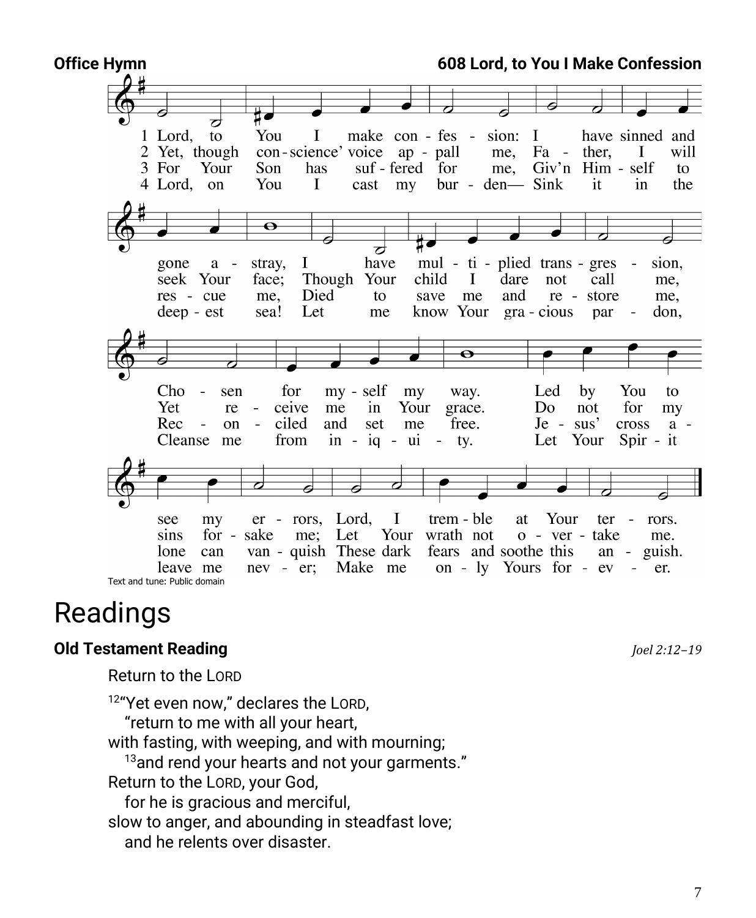**Office Hymn** **608 Lord, to You I Make Confession**

1 Lord, to You I make confession: I have sinned and gone astray, I have multiplied transgression, Chosen for myself my way. Led by You to see my errors, Lord, I tremble at Your terrors.

2 Yet, though conscience' voice appall me, Father, I will seek Your face; Though Your child I dare not call me, Yet receive me in Your grace. Do not for my sins forsake me; Let Your wrath not overtake me.

3 For Your Son has suffered for me, Giv'n Himself to rescue me, Died to save me and restore me, Reconciled and set me free. Jesus' cross alone can vanquish These dark fears and soothe this anguish.

4 Lord, on You I cast my burden— Sink it in the deepest sea! Let me know Your gracious pardon, Cleanse me from iniquity. Let Your Spirit leave me never; Make me only Yours forever.

Text and tune: Public domain

# Readings

**Old Testament Reading** *Joel 2:12–19*

Return to the LORD

[12]"Yet even now," declares the LORD,
"return to me with all your heart,
with fasting, with weeping, and with mourning;
[13]and rend your hearts and not your garments."
Return to the LORD, your God,
for he is gracious and merciful,
slow to anger, and abounding in steadfast love;
and he relents over disaster.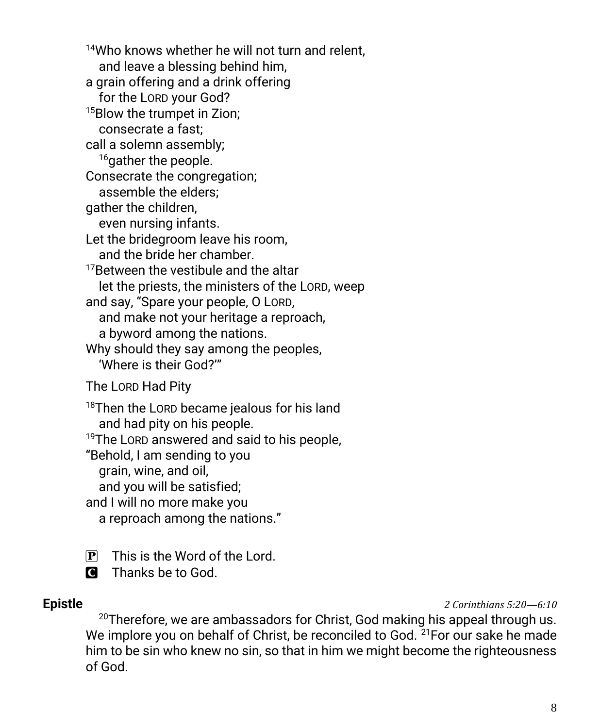[14]Who knows whether he will not turn and relent,
  and leave a blessing behind him,
a grain offering and a drink offering
  for the LORD your God?
[15]Blow the trumpet in Zion;
  consecrate a fast;
call a solemn assembly;
  [16]gather the people.
Consecrate the congregation;
  assemble the elders;
gather the children,
  even nursing infants.
Let the bridegroom leave his room,
  and the bride her chamber.
[17]Between the vestibule and the altar
  let the priests, the ministers of the LORD, weep
and say, "Spare your people, O LORD,
  and make not your heritage a reproach,
  a byword among the nations.
Why should they say among the peoples,
  'Where is their God?'"

The LORD Had Pity

[18]Then the LORD became jealous for his land
  and had pity on his people.
[19]The LORD answered and said to his people,
"Behold, I am sending to you
  grain, wine, and oil,
  and you will be satisfied;
and I will no more make you
  a reproach among the nations."

P  This is the Word of the Lord.
C  **Thanks be to God.**

**Epistle** *2 Corinthians 5:20—6:10*

[20]Therefore, we are ambassadors for Christ, God making his appeal through us. We implore you on behalf of Christ, be reconciled to God. [21]For our sake he made him to be sin who knew no sin, so that in him we might become the righteousness of God.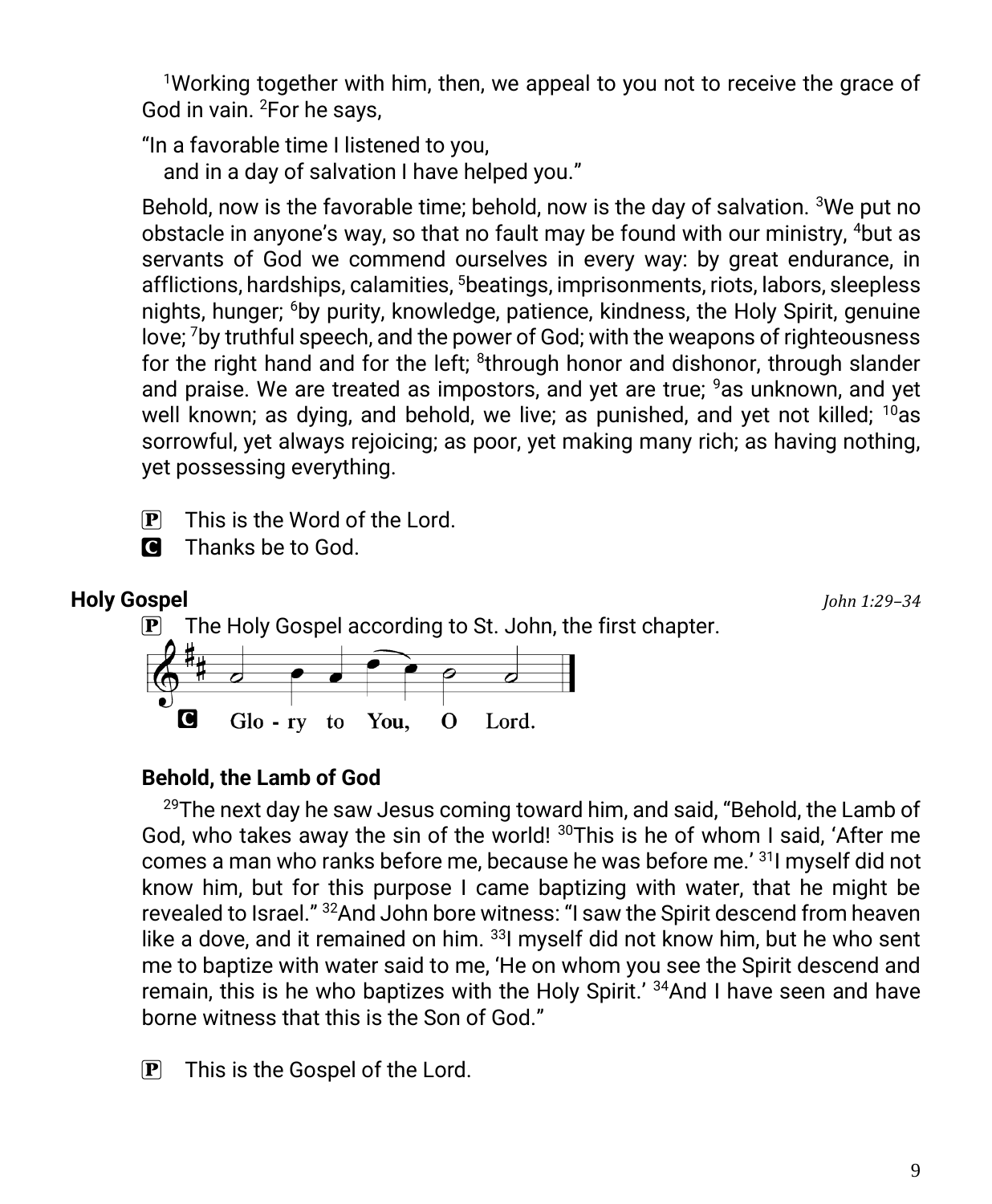[1]Working together with him, then, we appeal to you not to receive the grace of God in vain. [2]For he says,

"In a favorable time I listened to you,
  and in a day of salvation I have helped you."

Behold, now is the favorable time; behold, now is the day of salvation. [3]We put no obstacle in anyone's way, so that no fault may be found with our ministry, [4]but as servants of God we commend ourselves in every way: by great endurance, in afflictions, hardships, calamities, [5]beatings, imprisonments, riots, labors, sleepless nights, hunger; [6]by purity, knowledge, patience, kindness, the Holy Spirit, genuine love; [7]by truthful speech, and the power of God; with the weapons of righteousness for the right hand and for the left; [8]through honor and dishonor, through slander and praise. We are treated as impostors, and yet are true; [9]as unknown, and yet well known; as dying, and behold, we live; as punished, and yet not killed; [10]as sorrowful, yet always rejoicing; as poor, yet making many rich; as having nothing, yet possessing everything.

P  This is the Word of the Lord.
C  **Thanks be to God.**

**Holy Gospel** *John 1:29–34*

P  The Holy Gospel according to St. John, the first chapter.

C  **Glo - ry to You, O Lord.**

**Behold, the Lamb of God**

[29]The next day he saw Jesus coming toward him, and said, "Behold, the Lamb of God, who takes away the sin of the world! [30]This is he of whom I said, 'After me comes a man who ranks before me, because he was before me.' [31]I myself did not know him, but for this purpose I came baptizing with water, that he might be revealed to Israel." [32]And John bore witness: "I saw the Spirit descend from heaven like a dove, and it remained on him. [33]I myself did not know him, but he who sent me to baptize with water said to me, 'He on whom you see the Spirit descend and remain, this is he who baptizes with the Holy Spirit.' [34]And I have seen and have borne witness that this is the Son of God."

P  This is the Gospel of the Lord.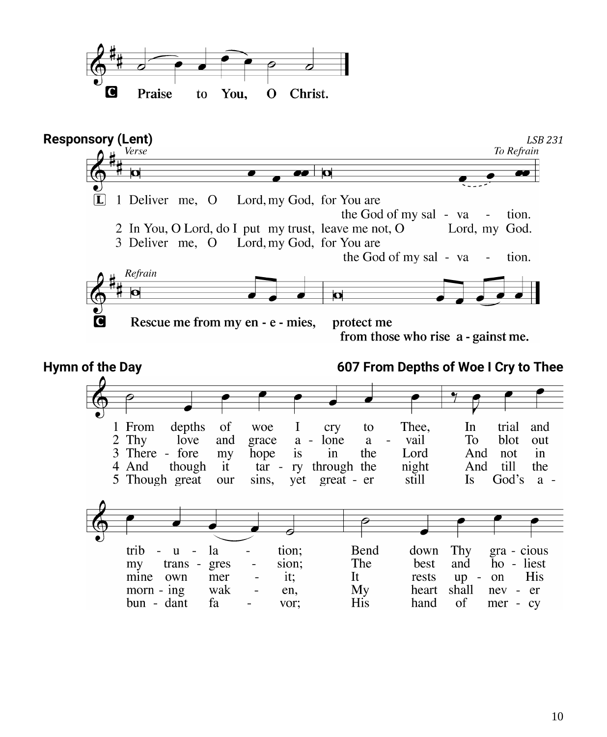C Praise to You, O Christ.

## Responsory (Lent)

LSB 231

*Verse* — *To Refrain*

L 1 Deliver me, O Lord, my God, for You are the God of my sal - va - tion.

2 In You, O Lord, do I put my trust, leave me not, O Lord, my God.

3 Deliver me, O Lord, my God, for You are the God of my sal - va - tion.

*Refrain*

**C Rescue me from my en - e - mies, protect me from those who rise a - gainst me.**

## Hymn of the Day

**607 From Depths of Woe I Cry to Thee**

1 From depths of woe I cry to Thee, In trial and trib - u - la - tion; Bend down Thy gra - cious

2 Thy love and grace a - lone a - vail To blot out my trans - gres - sion; The best and ho - liest

3 There - fore my hope is in the Lord And not in mine own mer - it; It rests up - on His

4 And though it tar - ry through the night And till the morn - ing wak - en, My heart shall nev - er

5 Though great our sins, yet great - er still Is God's a - bun - dant fa - vor; His hand of mer - cy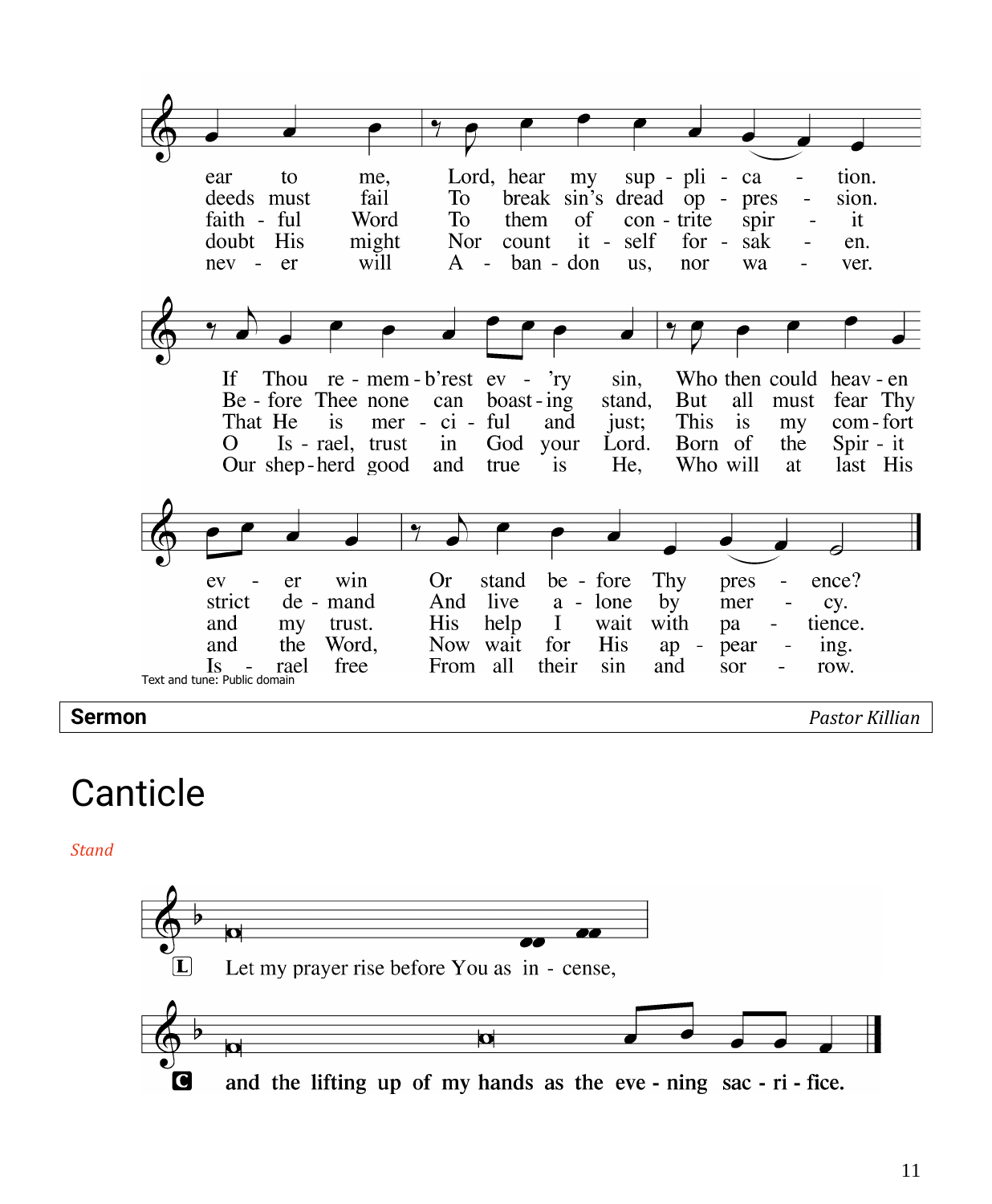ear to me, Lord, hear my sup - pli - ca - tion.
deeds must fail To break sin's dread op - pres - sion.
faith - ful Word To them of con - trite spir - it
doubt His might Nor count it - self for - sak - en.
nev - er will A - ban - don us, nor wa - ver.

If Thou re - mem - b'rest ev - 'ry sin, Who then could heav - en
Be - fore Thee none can boast - ing stand, But all must fear Thy
That He is mer - ci - ful and just; This is my com - fort
O Is - rael, trust in God your Lord. Born of the Spir - it
Our shep - herd good and true is He, Who will at last His

ev - er win Or stand be - fore Thy pres - ence?
strict de - mand And live a - lone by mer - cy.
and my trust. His help I wait with pa - tience.
and the Word, Now wait for His ap - pear - ing.
Is - rael free From all their sin and sor - row.

Text and tune: Public domain

**Sermon** *Pastor Killian*

# Canticle

*Stand*

L Let my prayer rise before You as in - cense,

C **and the lifting up of my hands as the eve - ning sac - ri - fice.**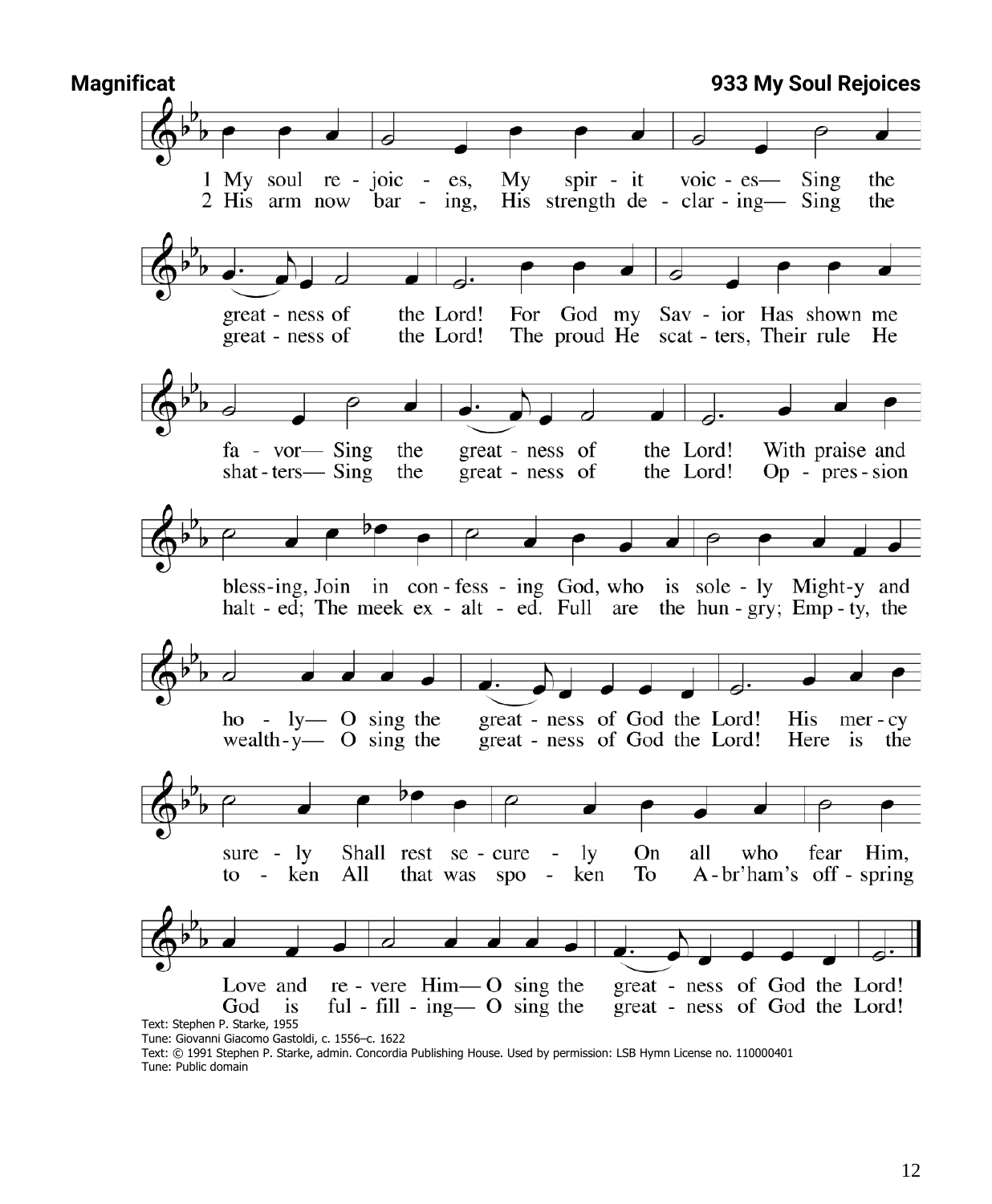**Magnificat** **933 My Soul Rejoices**

1 My soul re - joic - es, My spir - it voic - es— Sing the great - ness of the Lord! For God my Sav - ior Has shown me fa - vor— Sing the great - ness of the Lord! With praise and bless-ing, Join in con - fess - ing God, who is sole - ly Might-y and ho - ly— O sing the great - ness of God the Lord! His mer - cy sure - ly Shall rest se - cure - ly On all who fear Him, Love and re - vere Him— O sing the great - ness of God the Lord!

2 His arm now bar - ing, His strength de - clar - ing— Sing the great - ness of the Lord! The proud He scat - ters, Their rule He shat - ters— Sing the great - ness of the Lord! Op - pres - sion halt - ed; The meek ex - alt - ed. Full are the hun - gry; Emp - ty, the wealth - y— O sing the great - ness of God the Lord! Here is the to - ken All that was spo - ken To A - br'ham's off - spring God is ful - fill - ing— O sing the great - ness of God the Lord!

Text: Stephen P. Starke, 1955
Tune: Giovanni Giacomo Gastoldi, c. 1556–c. 1622
Text: © 1991 Stephen P. Starke, admin. Concordia Publishing House. Used by permission: LSB Hymn License no. 110000401
Tune: Public domain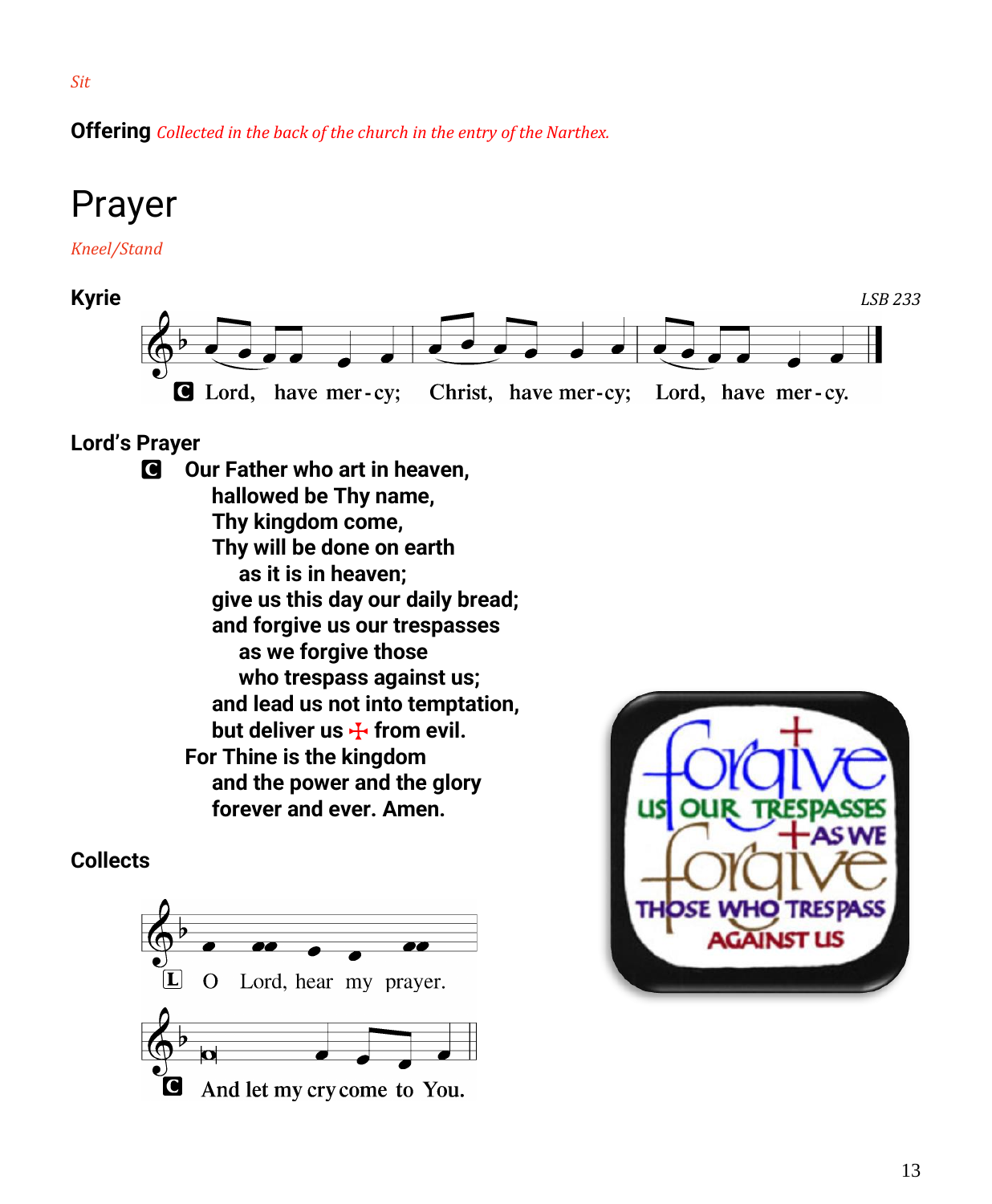*Sit*

**Offering** *Collected in the back of the church in the entry of the Narthex.*

# Prayer

*Kneel/Stand*

**Kyrie** *LSB 233*

C Lord, have mer-cy; Christ, have mer-cy; Lord, have mer-cy.

**Lord's Prayer**

**C Our Father who art in heaven,**
**hallowed be Thy name,**
**Thy kingdom come,**
**Thy will be done on earth**
**as it is in heaven;**
**give us this day our daily bread;**
**and forgive us our trespasses**
**as we forgive those**
**who trespass against us;**
**and lead us not into temptation,**
**but deliver us ☩ from evil.**
**For Thine is the kingdom**
**and the power and the glory**
**forever and ever. Amen.**

**Collects**

L O Lord, hear my prayer.

C And let my cry come to You.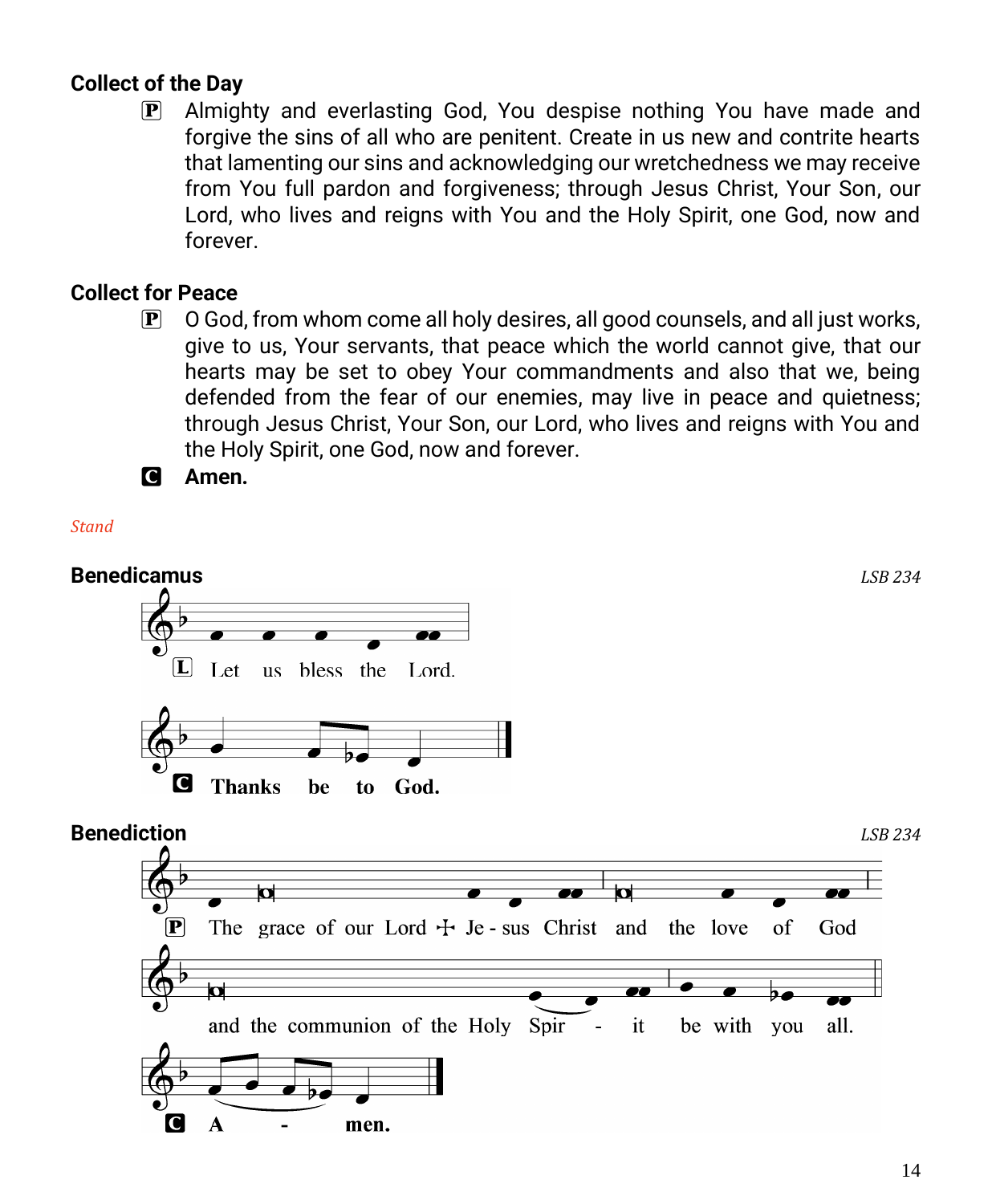## Collect of the Day

P Almighty and everlasting God, You despise nothing You have made and forgive the sins of all who are penitent. Create in us new and contrite hearts that lamenting our sins and acknowledging our wretchedness we may receive from You full pardon and forgiveness; through Jesus Christ, Your Son, our Lord, who lives and reigns with You and the Holy Spirit, one God, now and forever.

## Collect for Peace

P O God, from whom come all holy desires, all good counsels, and all just works, give to us, Your servants, that peace which the world cannot give, that our hearts may be set to obey Your commandments and also that we, being defended from the fear of our enemies, may live in peace and quietness; through Jesus Christ, Your Son, our Lord, who lives and reigns with You and the Holy Spirit, one God, now and forever.

C **Amen.**

*Stand*

## Benedicamus

*LSB 234*

L Let us bless the Lord.

C **Thanks be to God.**

## Benediction

*LSB 234*

P The grace of our Lord ✠ Je - sus Christ and the love of God and the communion of the Holy Spir - it be with you all.

C **A - men.**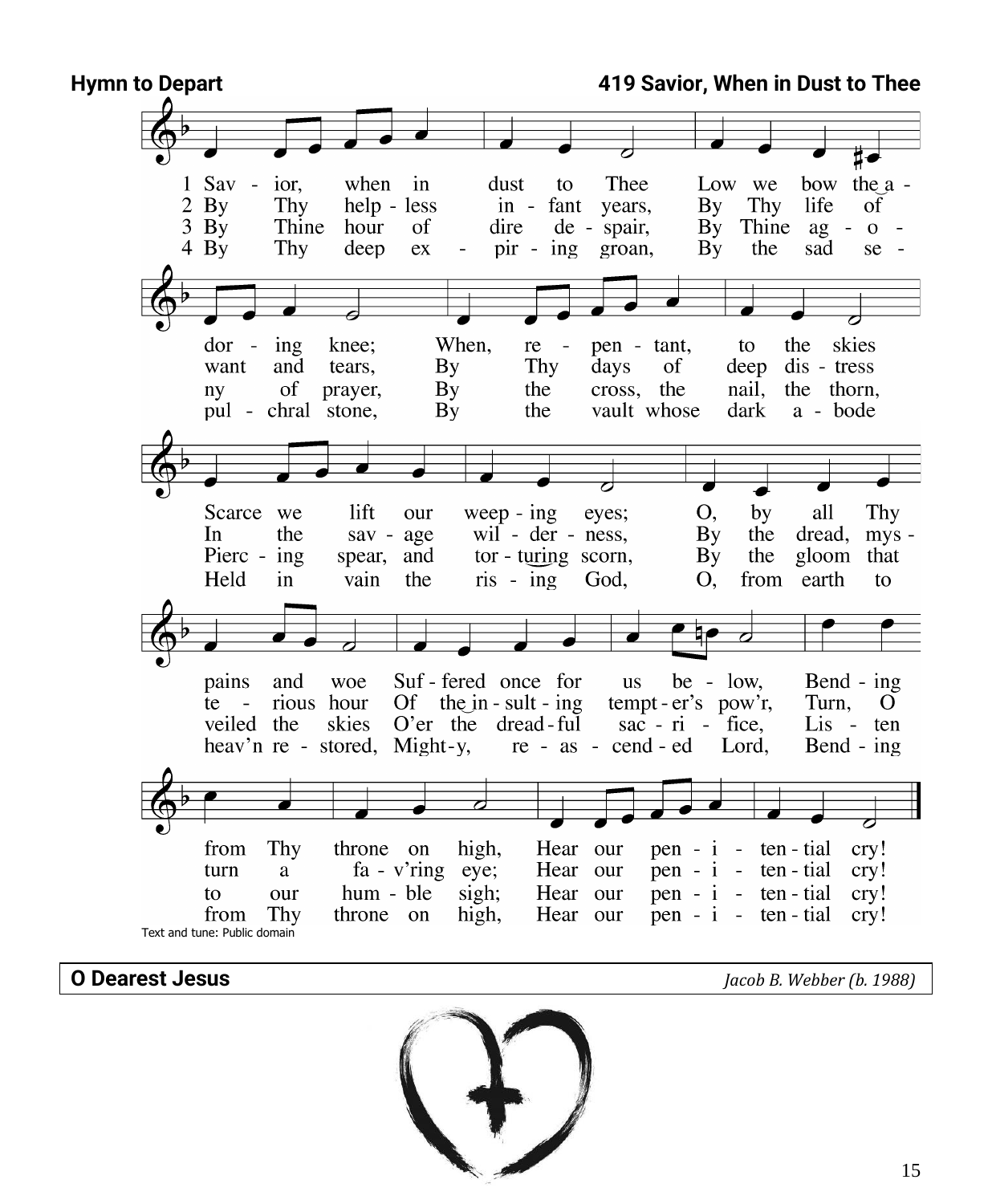**Hymn to Depart** **419 Savior, When in Dust to Thee**

1 Savior, when in dust to Thee
Low we bow the adoring knee;
When, repentant, to the skies
Scarce we lift our weeping eyes;
O, by all Thy pains and woe
Suffered once for us below,
Bending from Thy throne on high,
Hear our penitential cry!

2 By Thy helpless infant years,
By Thy life of want and tears,
By Thy days of deep distress
In the savage wilderness,
By the dread, mysterious hour
Of the insulting tempter's pow'r,
Turn, O turn a fav'ring eye;
Hear our penitential cry!

3 By Thine hour of dire despair,
By Thine agony of prayer,
By the cross, the nail, the thorn,
Piercing spear, and torturing scorn,
By the gloom that veiled the skies
O'er the dreadful sacrifice,
Listen to our humble sigh;
Hear our penitential cry!

4 By Thy deep expiring groan,
By the sad sepulchral stone,
By the vault whose dark abode
Held in vain the rising God,
O, from earth to heav'n restored,
Mighty, reascended Lord,
Bending from Thy throne on high,
Hear our penitential cry!

Text and tune: Public domain

**O Dearest Jesus** *Jacob B. Webber (b. 1988)*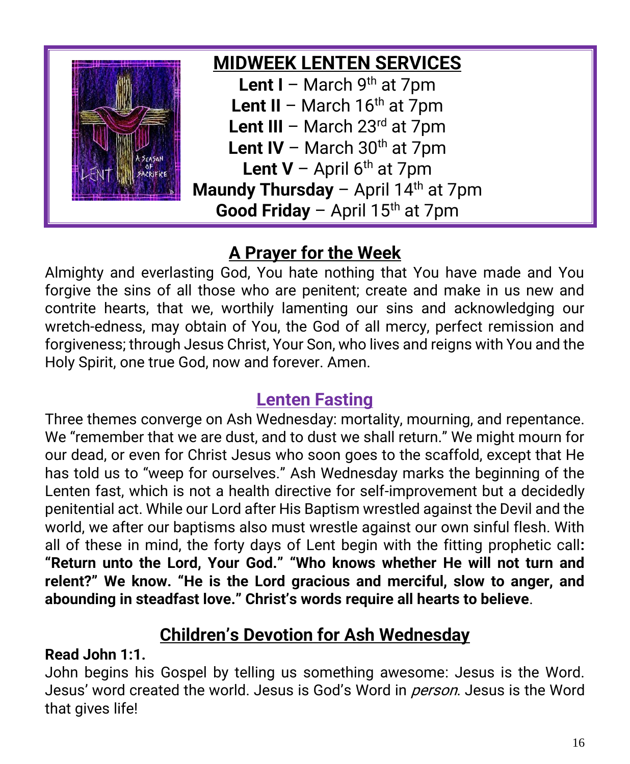## MIDWEEK LENTEN SERVICES

**Lent I** – March 9th at 7pm
**Lent II** – March 16th at 7pm
**Lent III** – March 23rd at 7pm
**Lent IV** – March 30th at 7pm
**Lent V** – April 6th at 7pm
**Maundy Thursday** – April 14th at 7pm
**Good Friday** – April 15th at 7pm

## A Prayer for the Week

Almighty and everlasting God, You hate nothing that You have made and You forgive the sins of all those who are penitent; create and make in us new and contrite hearts, that we, worthily lamenting our sins and acknowledging our wretch-edness, may obtain of You, the God of all mercy, perfect remission and forgiveness; through Jesus Christ, Your Son, who lives and reigns with You and the Holy Spirit, one true God, now and forever. Amen.

## Lenten Fasting

Three themes converge on Ash Wednesday: mortality, mourning, and repentance. We "remember that we are dust, and to dust we shall return." We might mourn for our dead, or even for Christ Jesus who soon goes to the scaffold, except that He has told us to "weep for ourselves." Ash Wednesday marks the beginning of the Lenten fast, which is not a health directive for self-improvement but a decidedly penitential act. While our Lord after His Baptism wrestled against the Devil and the world, we after our baptisms also must wrestle against our own sinful flesh. With all of these in mind, the forty days of Lent begin with the fitting prophetic call: **"Return unto the Lord, Your God." "Who knows whether He will not turn and relent?" We know. "He is the Lord gracious and merciful, slow to anger, and abounding in steadfast love." Christ's words require all hearts to believe**.

## Children's Devotion for Ash Wednesday

**Read John 1:1.**

John begins his Gospel by telling us something awesome: Jesus is the Word. Jesus' word created the world. Jesus is God's Word in *person*. Jesus is the Word that gives life!